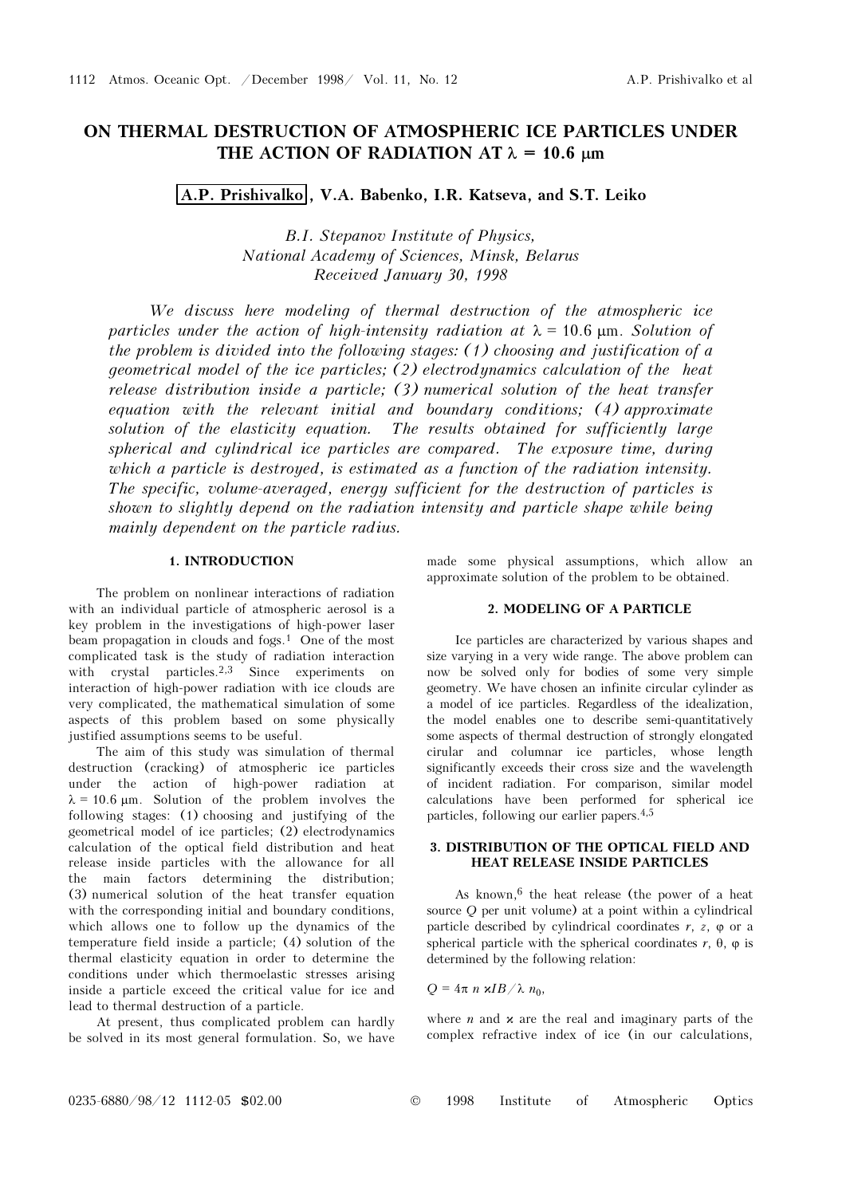# ON THERMAL DESTRUCTION OF ATMOSPHERIC ICE PARTICLES UNDER THE ACTION OF RADIATION AT $\lambda$ = 10.6 μm

**A.P. Prishivalko, V.A. Babenko, I.R. Katseva, and S.T. Leiko**

*B.I. Stepanov Institute of Physics,*
*National Academy of Sciences, Minsk, Belarus*
*Received January 30, 1998*

*We discuss here modeling of thermal destruction of the atmospheric ice particles under the action of high-intensity radiation at $\lambda$ = 10.6 μm. Solution of the problem is divided into the following stages: (1) choosing and justification of a geometrical model of the ice particles; (2) electrodynamics calculation of the heat release distribution inside a particle; (3) numerical solution of the heat transfer equation with the relevant initial and boundary conditions; (4) approximate solution of the elasticity equation. The results obtained for sufficiently large spherical and cylindrical ice particles are compared. The exposure time, during which a particle is destroyed, is estimated as a function of the radiation intensity. The specific, volume-averaged, energy sufficient for the destruction of particles is shown to slightly depend on the radiation intensity and particle shape while being mainly dependent on the particle radius.*

## 1. INTRODUCTION

The problem on nonlinear interactions of radiation with an individual particle of atmospheric aerosol is a key problem in the investigations of high-power laser beam propagation in clouds and fogs.[1] One of the most complicated task is the study of radiation interaction with crystal particles.[2,3] Since experiments on interaction of high-power radiation with ice clouds are very complicated, the mathematical simulation of some aspects of this problem based on some physically justified assumptions seems to be useful.

The aim of this study was simulation of thermal destruction (cracking) of atmospheric ice particles under the action of high-power radiation at $\lambda$ = 10.6 μm. Solution of the problem involves the following stages: (1) choosing and justifying of the geometrical model of ice particles; (2) electrodynamics calculation of the optical field distribution and heat release inside particles with the allowance for all the main factors determining the distribution; (3) numerical solution of the heat transfer equation with the corresponding initial and boundary conditions, which allows one to follow up the dynamics of the temperature field inside a particle; (4) solution of the thermal elasticity equation in order to determine the conditions under which thermoelastic stresses arising inside a particle exceed the critical value for ice and lead to thermal destruction of a particle.

At present, thus complicated problem can hardly be solved in its most general formulation. So, we have made some physical assumptions, which allow an approximate solution of the problem to be obtained.

## 2. MODELING OF A PARTICLE

Ice particles are characterized by various shapes and size varying in a very wide range. The above problem can now be solved only for bodies of some very simple geometry. We have chosen an infinite circular cylinder as a model of ice particles. Regardless of the idealization, the model enables one to describe semi-quantitatively some aspects of thermal destruction of strongly elongated cirular and columnar ice particles, whose length significantly exceeds their cross size and the wavelength of incident radiation. For comparison, similar model calculations have been performed for spherical ice particles, following our earlier papers.[4,5]

## 3. DISTRIBUTION OF THE OPTICAL FIELD AND HEAT RELEASE INSIDE PARTICLES

As known,[6] the heat release (the power of a heat source $Q$ per unit volume) at a point within a cylindrical particle described by cylindrical coordinates $r$, $z$, $\varphi$ or a spherical particle with the spherical coordinates $r$, $\theta$, $\varphi$ is determined by the following relation:

$$Q = 4\pi\, n\, \varkappa I B / \lambda\, n_0,$$

where $n$ and $\varkappa$ are the real and imaginary parts of the complex refractive index of ice (in our calculations,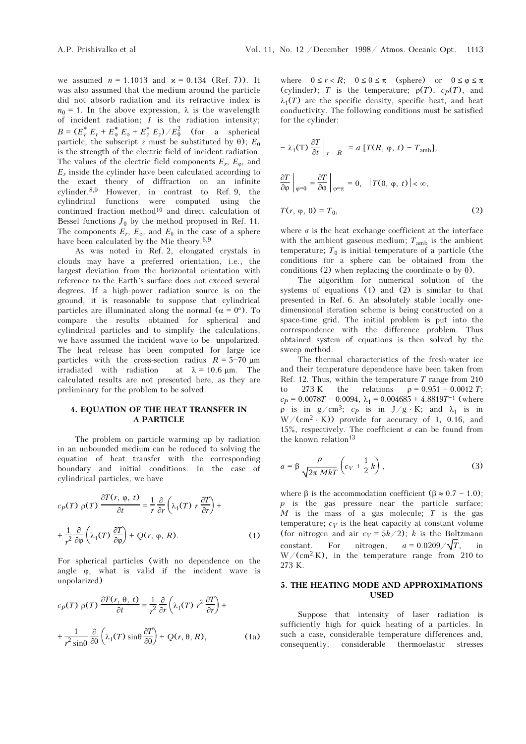we assumed $n = 1.1013$ and $\varkappa = 0.134$ (Ref. 7)). It was also assumed that the medium around the particle did not absorb radiation and its refractive index is $n_0 = 1$. In the above expression, $\lambda$ is the wavelength of incident radiation; $I$ is the radiation intensity; $B = (E_r^* E_r + E_\varphi^* E_\varphi + E_z^* E_z)/E_0^2$ (for a spherical particle, the subscript $z$ must be substituted by $\theta$); $E_0$ is the strength of the electric field of incident radiation. The values of the electric field components $E_r$, $E_\varphi$, and $E_z$ inside the cylinder have been calculated according to the exact theory of diffraction on an infinite cylinder.[8,9] However, in contrast to Ref. 9, the cylindrical functions were computed using the continued fraction method[10] and direct calculation of Bessel functions $J_0$ by the method proposed in Ref. 11. The components $E_r$, $E_\varphi$, and $E_\theta$ in the case of a sphere have been calculated by the Mie theory.[6,9]

As was noted in Ref. 2, elongated crystals in clouds may have a preferred orientation, i.e., the largest deviation from the horizontal orientation with reference to the Earth's surface does not exceed several degrees. If a high-power radiation source is on the ground, it is reasonable to suppose that cylindrical particles are illuminated along the normal ($\alpha = 0°$). To compare the results obtained for spherical and cylindrical particles and to simplify the calculations, we have assumed the incident wave to be unpolarized. The heat release has been computed for large ice particles with the cross-section radius $R = 5$–$70$ μm irradiated with radiation at $\lambda = 10.6$ μm. The calculated results are not presented here, as they are preliminary for the problem to be solved.

## 4. EQUATION OF THE HEAT TRANSFER IN A PARTICLE

The problem on particle warming up by radiation in an unbounded medium can be reduced to solving the equation of heat transfer with the corresponding boundary and initial conditions. In the case of cylindrical particles, we have

$$c_P(T)\,\rho(T)\,\frac{\partial T(r,\varphi,t)}{\partial t} = \frac{1}{r}\frac{\partial}{\partial r}\left(\lambda_1(T)\,r\,\frac{\partial T}{\partial r}\right) + \frac{1}{r^2}\frac{\partial}{\partial \varphi}\left(\lambda_1(T)\,\frac{\partial T}{\partial \varphi}\right) + Q(r,\varphi,R). \tag{1}$$

For spherical particles (with no dependence on the angle $\varphi$, what is valid if the incident wave is unpolarized)

$$c_P(T)\,\rho(T)\,\frac{\partial T(r,\theta,t)}{\partial t} = \frac{1}{r^2}\frac{\partial}{\partial r}\left(\lambda_1(T)\,r^2\,\frac{\partial T}{\partial r}\right) + \frac{1}{r^2\sin\theta}\frac{\partial}{\partial \theta}\left(\lambda_1(T)\sin\theta\,\frac{\partial T}{\partial \theta}\right) + Q(r,\theta,R), \tag{1a}$$

where $0 \le r < R$; $0 \le \theta \le \pi$ (sphere) or $0 \le \varphi \le \pi$ (cylinder); $T$ is the temperature; $\rho(T)$, $c_P(T)$, and $\lambda_1(T)$ are the specific density, specific heat, and heat conductivity. The following conditions must be satisfied for the cylinder:

$$-\lambda_1(T)\,\frac{\partial T}{\partial t}\bigg|_{r=R} = a\,[T(R,\varphi,t) - T_{\text{amb}}],$$

$$\frac{\partial T}{\partial \varphi}\bigg|_{\varphi=0} = \frac{\partial T}{\partial \varphi}\bigg|_{\varphi=\pi} = 0, \quad |T(0,\varphi,t)| < \infty,$$

$$T(r,\varphi,0) = T_0, \tag{2}$$

where $a$ is the heat exchange coefficient at the interface with the ambient gaseous medium; $T_{\text{amb}}$ is the ambient temperature; $T_0$ is initial temperature of a particle (the conditions for a sphere can be obtained from the conditions (2) when replacing the coordinate $\varphi$ by $\theta$).

The algorithm for numerical solution of the systems of equations (1) and (2) is similar to that presented in Ref. 6. An absolutely stable locally one-dimensional iteration scheme is being constructed on a space-time grid. The initial problem is put into the correspondence with the difference problem. Thus obtained system of equations is then solved by the sweep method.

The thermal characteristics of the fresh-water ice and their temperature dependence have been taken from Ref. 12. Thus, within the temperature $T$ range from 210 to 273 K the relations $\rho = 0.951 - 0.0012\,T$; $c_P = 0.0078T - 0.0094$, $\lambda_1 = 0.004685 + 4.8819T^{-1}$ (where $\rho$ is in g/cm$^3$; $c_P$ is in J/g · K; and $\lambda_1$ is in W/(cm$^2$ · K)) provide for accuracy of 1, 0.16, and 15%, respectively. The coefficient $a$ can be found from the known relation[13]

$$a = \beta\,\frac{p}{\sqrt{2\pi MkT}}\left(c_V + \frac{1}{2}k\right), \tag{3}$$

where $\beta$ is the accommodation coefficient ($\beta \approx 0.7 - 1.0$); $p$ is the gas pressure near the particle surface; $M$ is the mass of a gas molecule; $T$ is the gas temperature; $c_V$ is the heat capacity at constant volume (for nitrogen and air $c_V = 5k/2$); $k$ is the Boltzmann constant. For nitrogen, $a = 0.0209/\sqrt{T}$, in W/(cm$^2$·K), in the temperature range from 210 to 273 K.

## 5. THE HEATING MODE AND APPROXIMATIONS USED

Suppose that intensity of laser radiation is sufficiently high for quick heating of a particles. In such a case, considerable temperature differences and, consequently, considerable thermoelastic stresses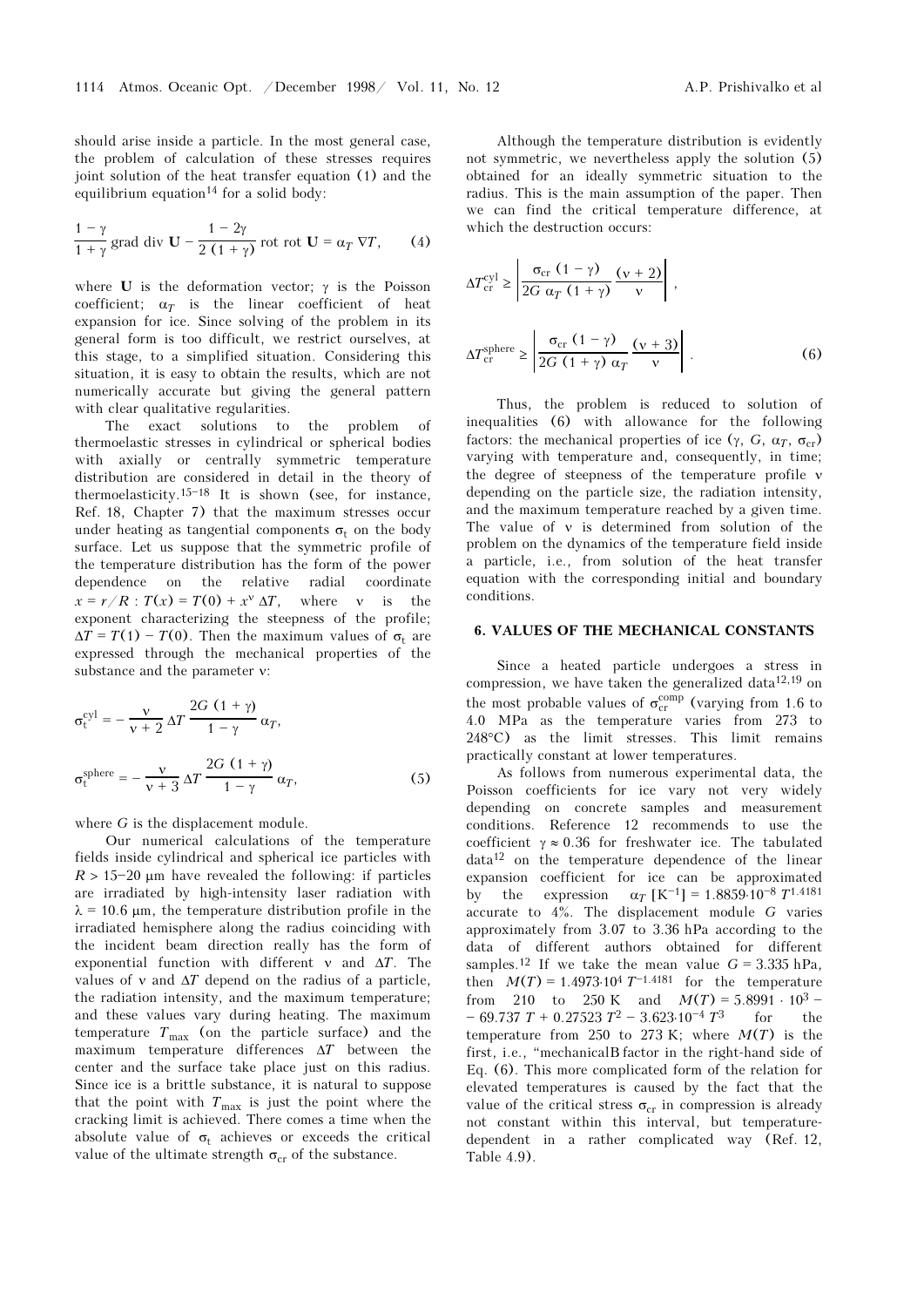should arise inside a particle. In the most general case, the problem of calculation of these stresses requires joint solution of the heat transfer equation (1) and the equilibrium equation[14] for a solid body:

$$\frac{1-\gamma}{1+\gamma}\,\mathrm{grad}\,\mathrm{div}\,\mathbf{U} - \frac{1-2\gamma}{2\,(1+\gamma)}\,\mathrm{rot}\,\mathrm{rot}\,\mathbf{U} = \alpha_T\,\nabla T, \qquad (4)$$

where $\mathbf{U}$ is the deformation vector; $\gamma$ is the Poisson coefficient; $\alpha_T$ is the linear coefficient of heat expansion for ice. Since solving of the problem in its general form is too difficult, we restrict ourselves, at this stage, to a simplified situation. Considering this situation, it is easy to obtain the results, which are not numerically accurate but giving the general pattern with clear qualitative regularities.

The exact solutions to the problem of thermoelastic stresses in cylindrical or spherical bodies with axially or centrally symmetric temperature distribution are considered in detail in the theory of thermoelasticity.[15–18] It is shown (see, for instance, Ref. 18, Chapter 7) that the maximum stresses occur under heating as tangential components $\sigma_t$ on the body surface. Let us suppose that the symmetric profile of the temperature distribution has the form of the power dependence on the relative radial coordinate $x = r/R$ : $T(x) = T(0) + x^{\nu}\,\Delta T$, where $\nu$ is the exponent characterizing the steepness of the profile; $\Delta T = T(1) - T(0)$. Then the maximum values of $\sigma_t$ are expressed through the mechanical properties of the substance and the parameter $\nu$:

$$\sigma_t^{\mathrm{cyl}} = -\frac{\nu}{\nu+2}\,\Delta T\,\frac{2G\,(1+\gamma)}{1-\gamma}\,\alpha_T,$$

$$\sigma_t^{\mathrm{sphere}} = -\frac{\nu}{\nu+3}\,\Delta T\,\frac{2G\,(1+\gamma)}{1-\gamma}\,\alpha_T, \qquad (5)$$

where $G$ is the displacement module.

Our numerical calculations of the temperature fields inside cylindrical and spherical ice particles with $R > 15$–$20$ μm have revealed the following: if particles are irradiated by high-intensity laser radiation with $\lambda = 10.6$ μm, the temperature distribution profile in the irradiated hemisphere along the radius coinciding with the incident beam direction really has the form of exponential function with different $\nu$ and $\Delta T$. The values of $\nu$ and $\Delta T$ depend on the radius of a particle, the radiation intensity, and the maximum temperature; and these values vary during heating. The maximum temperature $T_{\max}$ (on the particle surface) and the maximum temperature differences $\Delta T$ between the center and the surface take place just on this radius. Since ice is a brittle substance, it is natural to suppose that the point with $T_{\max}$ is just the point where the cracking limit is achieved. There comes a time when the absolute value of $\sigma_t$ achieves or exceeds the critical value of the ultimate strength $\sigma_{\mathrm{cr}}$ of the substance.

Although the temperature distribution is evidently not symmetric, we nevertheless apply the solution (5) obtained for an ideally symmetric situation to the radius. This is the main assumption of the paper. Then we can find the critical temperature difference, at which the destruction occurs:

$$\Delta T_{\mathrm{cr}}^{\mathrm{cyl}} \ge \left|\frac{\sigma_{\mathrm{cr}}\,(1-\gamma)}{2G\,\alpha_T\,(1+\gamma)}\,\frac{(\nu+2)}{\nu}\right|,$$

$$\Delta T_{\mathrm{cr}}^{\mathrm{sphere}} \ge \left|\frac{\sigma_{\mathrm{cr}}\,(1-\gamma)}{2G\,(1+\gamma)\,\alpha_T}\,\frac{(\nu+3)}{\nu}\right|. \qquad (6)$$

Thus, the problem is reduced to solution of inequalities (6) with allowance for the following factors: the mechanical properties of ice ($\gamma$, $G$, $\alpha_T$, $\sigma_{\mathrm{cr}}$) varying with temperature and, consequently, in time; the degree of steepness of the temperature profile $\nu$ depending on the particle size, the radiation intensity, and the maximum temperature reached by a given time. The value of $\nu$ is determined from solution of the problem on the dynamics of the temperature field inside a particle, i.e., from solution of the heat transfer equation with the corresponding initial and boundary conditions.

## 6. VALUES OF THE MECHANICAL CONSTANTS

Since a heated particle undergoes a stress in compression, we have taken the generalized data[12,19] on the most probable values of $\sigma_{\mathrm{cr}}^{\mathrm{comp}}$ (varying from 1.6 to 4.0 MPa as the temperature varies from 273 to 248°C) as the limit stresses. This limit remains practically constant at lower temperatures.

As follows from numerous experimental data, the Poisson coefficients for ice vary not very widely depending on concrete samples and measurement conditions. Reference 12 recommends to use the coefficient $\gamma \approx 0.36$ for freshwater ice. The tabulated data[12] on the temperature dependence of the linear expansion coefficient for ice can be approximated by the expression $\alpha_T\,[\mathrm{K}^{-1}] = 1.8859{\cdot}10^{-8}\,T^{1.4181}$ accurate to 4%. The displacement module $G$ varies approximately from 3.07 to 3.36 hPa according to the data of different authors obtained for different samples.[12] If we take the mean value $G = 3.335$ hPa, then $M(T) = 1.4973{\cdot}10^{4}\,T^{-1.4181}$ for the temperature from 210 to 250 K and $M(T) = 5.8991 \cdot 10^{3} - 69.737\,T + 0.27523\,T^{2} - 3.623{\cdot}10^{-4}\,T^{3}$ for the temperature from 250 to 273 K; where $M(T)$ is the first, i.e., "mechanical" factor in the right-hand side of Eq. (6). This more complicated form of the relation for elevated temperatures is caused by the fact that the value of the critical stress $\sigma_{\mathrm{cr}}$ in compression is already not constant within this interval, but temperature-dependent in a rather complicated way (Ref. 12, Table 4.9).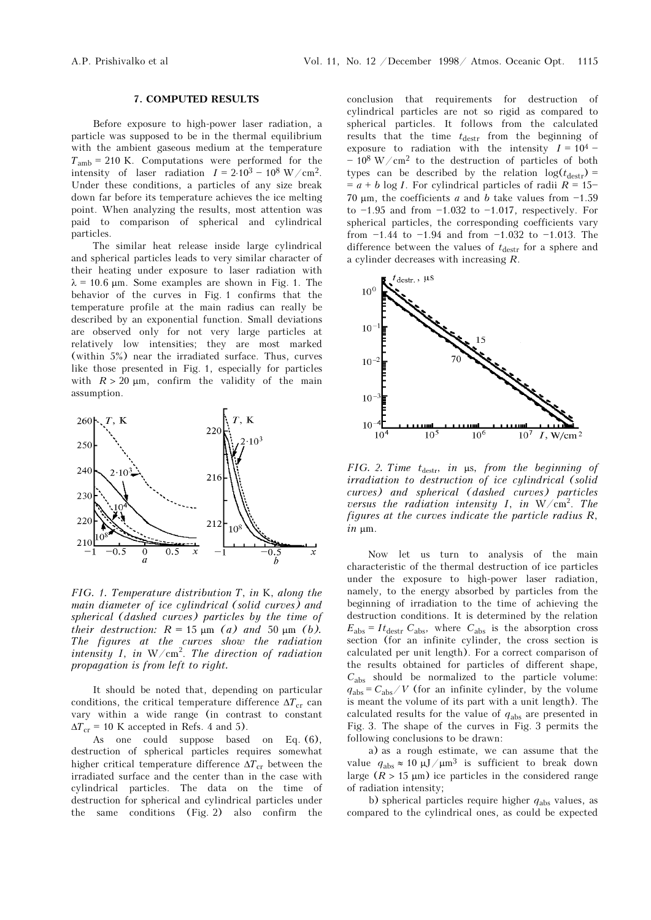## 7. COMPUTED RESULTS

Before exposure to high-power laser radiation, a particle was supposed to be in the thermal equilibrium with the ambient gaseous medium at the temperature $T_{amb} = 210$ K. Computations were performed for the intensity of laser radiation $I = 2{\cdot}10^3 - 10^8$ W/cm$^2$. Under these conditions, a particles of any size break down far before its temperature achieves the ice melting point. When analyzing the results, most attention was paid to comparison of spherical and cylindrical particles.

The similar heat release inside large cylindrical and spherical particles leads to very similar character of their heating under exposure to laser radiation with $\lambda = 10.6$ μm. Some examples are shown in Fig. 1. The behavior of the curves in Fig. 1 confirms that the temperature profile at the main radius can really be described by an exponential function. Small deviations are observed only for not very large particles at relatively low intensities; they are most marked (within 5%) near the irradiated surface. Thus, curves like those presented in Fig. 1, especially for particles with $R > 20$ μm, confirm the validity of the main assumption.

*FIG. 1. Temperature distribution $T$, in K, along the main diameter of ice cylindrical (solid curves) and spherical (dashed curves) particles by the time of their destruction: $R = 15$ μm (a) and 50 μm (b). The figures at the curves show the radiation intensity $I$, in W/cm$^2$. The direction of radiation propagation is from left to right.*

It should be noted that, depending on particular conditions, the critical temperature difference $\Delta T_{cr}$ can vary within a wide range (in contrast to constant $\Delta T_{cr} = 10$ K accepted in Refs. 4 and 5).

As one could suppose based on Eq. (6), destruction of spherical particles requires somewhat higher critical temperature difference $\Delta T_{cr}$ between the irradiated surface and the center than in the case with cylindrical particles. The data on the time of destruction for spherical and cylindrical particles under the same conditions (Fig. 2) also confirm the conclusion that requirements for destruction of cylindrical particles are not so rigid as compared to spherical particles. It follows from the calculated results that the time $t_{destr}$ from the beginning of exposure to radiation with the intensity $I = 10^4 - 10^8$ W/cm$^2$ to the destruction of particles of both types can be described by the relation $\log(t_{destr}) = a + b \log I$. For cylindrical particles of radii $R = 15$–70 μm, the coefficients $a$ and $b$ take values from $-1.59$ to $-1.95$ and from $-1.032$ to $-1.017$, respectively. For spherical particles, the corresponding coefficients vary from $-1.44$ to $-1.94$ and from $-1.032$ to $-1.013$. The difference between the values of $t_{destr}$ for a sphere and a cylinder decreases with increasing $R$.

*FIG. 2. Time $t_{destr}$, in μs, from the beginning of irradiation to destruction of ice cylindrical (solid curves) and spherical (dashed curves) particles versus the radiation intensity $I$, in W/cm$^2$. The figures at the curves indicate the particle radius $R$, in μm.*

Now let us turn to analysis of the main characteristic of the thermal destruction of ice particles under the exposure to high-power laser radiation, namely, to the energy absorbed by particles from the beginning of irradiation to the time of achieving the destruction conditions. It is determined by the relation $E_{abs} = I t_{destr} C_{abs}$, where $C_{abs}$ is the absorption cross section (for an infinite cylinder, the cross section is calculated per unit length). For a correct comparison of the results obtained for particles of different shape, $C_{abs}$ should be normalized to the particle volume: $q_{abs} = C_{abs}/V$ (for an infinite cylinder, by the volume is meant the volume of its part with a unit length). The calculated results for the value of $q_{abs}$ are presented in Fig. 3. The shape of the curves in Fig. 3 permits the following conclusions to be drawn:

a) as a rough estimate, we can assume that the value $q_{abs} \approx 10$ μJ/μm$^3$ is sufficient to break down large ($R > 15$ μm) ice particles in the considered range of radiation intensity;

b) spherical particles require higher $q_{abs}$ values, as compared to the cylindrical ones, as could be expected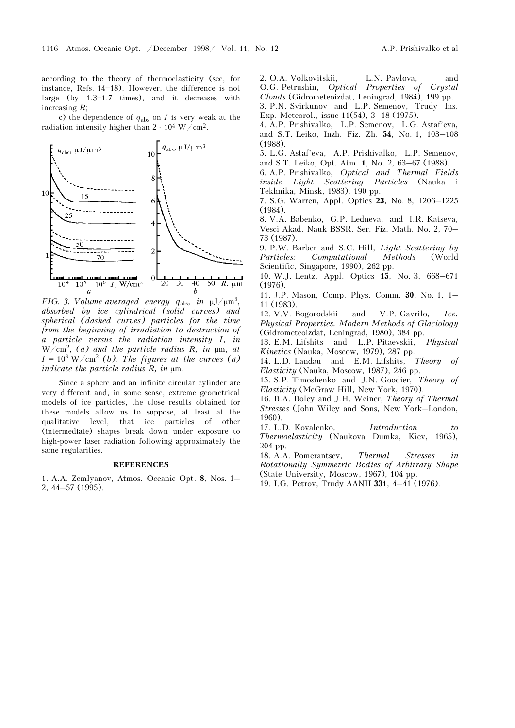according to the theory of thermoelasticity (see, for instance, Refs. 14–18). However, the difference is not large (by 1.3–1.7 times), and it decreases with increasing $R$;

c) the dependence of $q_{abs}$ on $I$ is very weak at the radiation intensity higher than $2 \cdot 10^4$ W/cm$^2$.

$q_{abs}$, μJ/μm$^3$

10

1

15

25

50

70

$10^4$ $10^5$ $10^6$ $I$, W/cm$^2$

a

$q_{abs}$, μJ/μm$^3$

10

8

6

4

2

0

20 30 40 50 $R$, μm

b

*FIG. 3. Volume-averaged energy $q_{abs}$, in μJ/μm$^3$, absorbed by ice cylindrical (solid curves) and spherical (dashed curves) particles for the time from the beginning of irradiation to destruction of a particle versus the radiation intensity $I$, in W/cm$^2$, (a) and the particle radius $R$, in μm, at $I = 10^8$ W/cm$^2$ (b). The figures at the curves (a) indicate the particle radius $R$, in μm.*

Since a sphere and an infinite circular cylinder are very different and, in some sense, extreme geometrical models of ice particles, the close results obtained for these models allow us to suppose, at least at the qualitative level, that ice particles of other (intermediate) shapes break down under exposure to high-power laser radiation following approximately the same regularities.

## REFERENCES

1. A.A. Zemlyanov, Atmos. Oceanic Opt. **8**, Nos. 1–2, 44–57 (1995).
2. O.A. Volkovitskii, L.N. Pavlova, and O.G. Petrushin, *Optical Properties of Crystal Clouds* (Gidrometeoizdat, Leningrad, 1984), 199 pp.
3. P.N. Svirkunov and L.P. Semenov, Trudy Ins. Exp. Meteorol., issue 11(54), 3–18 (1975).
4. A.P. Prishivalko, L.P. Semenov, L.G. Astaf'eva, and S.T. Leiko, Inzh. Fiz. Zh. **54**, No. 1, 103–108 (1988).
5. L.G. Astaf'eva, A.P. Prishivalko, L.P. Semenov, and S.T. Leiko, Opt. Atm. **1**, No. 2, 63–67 (1988).
6. A.P. Prishivalko, *Optical and Thermal Fields inside Light Scattering Particles* (Nauka i Tekhnika, Minsk, 1983), 190 pp.
7. S.G. Warren, Appl. Optics **23**, No. 8, 1206–1225 (1984).
8. V.A. Babenko, G.P. Ledneva, and I.R. Katseva, Vesci Akad. Nauk BSSR, Ser. Fiz. Math. No. 2, 70–73 (1987).
9. P.W. Barber and S.C. Hill, *Light Scattering by Particles: Computational Methods* (World Scientific, Singapore, 1990), 262 pp.
10. W.J. Lentz, Appl. Optics **15**, No. 3, 668–671 (1976).
11. J.P. Mason, Comp. Phys. Comm. **30**, No. 1, 1–11 (1983).
12. V.V. Bogorodskii and V.P. Gavrilo, *Ice. Physical Properties. Modern Methods of Glaciology* (Gidrometeoizdat, Leningrad, 1980), 384 pp.
13. E.M. Lifshits and L.P. Pitaevskii, *Physical Kinetics* (Nauka, Moscow, 1979), 287 pp.
14. L.D. Landau and E.M. Lifshits, *Theory of Elasticity* (Nauka, Moscow, 1987), 246 pp.
15. S.P. Timoshenko and J.N. Goodier, *Theory of Elasticity* (McGraw-Hill, New York, 1970).
16. B.A. Boley and J.H. Weiner, *Theory of Thermal Stresses* (John Wiley and Sons, New York–London, 1960).
17. L.D. Kovalenko, *Introduction to Thermoelasticity* (Naukova Dumka, Kiev, 1965), 204 pp.
18. A.A. Pomerantsev, *Thermal Stresses in Rotationally Symmetric Bodies of Arbitrary Shape* (State University, Moscow, 1967), 104 pp.
19. I.G. Petrov, Trudy AANII **331**, 4–41 (1976).